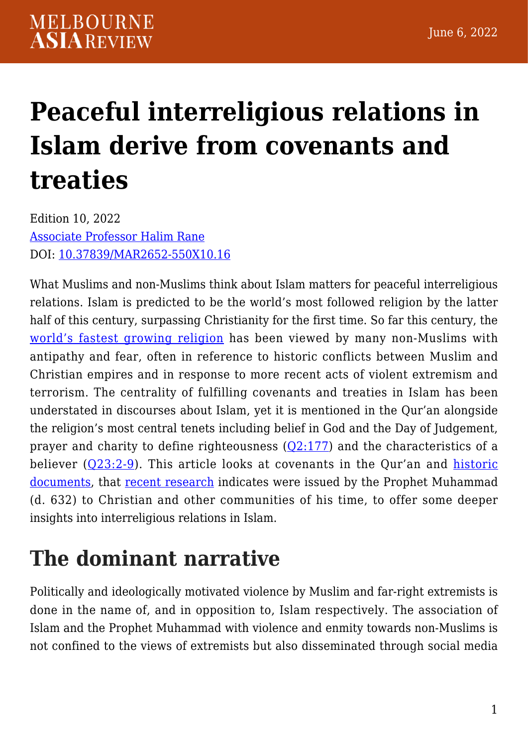# Peaceful interreligious relations in Islam derive from covenants and treaties

Edition 10, 2022
Associate Professor Halim Rane
DOI: 10.37839/MAR2652-550X10.16

What Muslims and non-Muslims think about Islam matters for peaceful interreligious relations. Islam is predicted to be the world's most followed religion by the latter half of this century, surpassing Christianity for the first time. So far this century, the world's fastest growing religion has been viewed by many non-Muslims with antipathy and fear, often in reference to historic conflicts between Muslim and Christian empires and in response to more recent acts of violent extremism and terrorism. The centrality of fulfilling covenants and treaties in Islam has been understated in discourses about Islam, yet it is mentioned in the Qur'an alongside the religion's most central tenets including belief in God and the Day of Judgement, prayer and charity to define righteousness (Q2:177) and the characteristics of a believer (Q23:2-9). This article looks at covenants in the Qur'an and historic documents, that recent research indicates were issued by the Prophet Muhammad (d. 632) to Christian and other communities of his time, to offer some deeper insights into interreligious relations in Islam.

## The dominant narrative

Politically and ideologically motivated violence by Muslim and far-right extremists is done in the name of, and in opposition to, Islam respectively. The association of Islam and the Prophet Muhammad with violence and enmity towards non-Muslims is not confined to the views of extremists but also disseminated through social media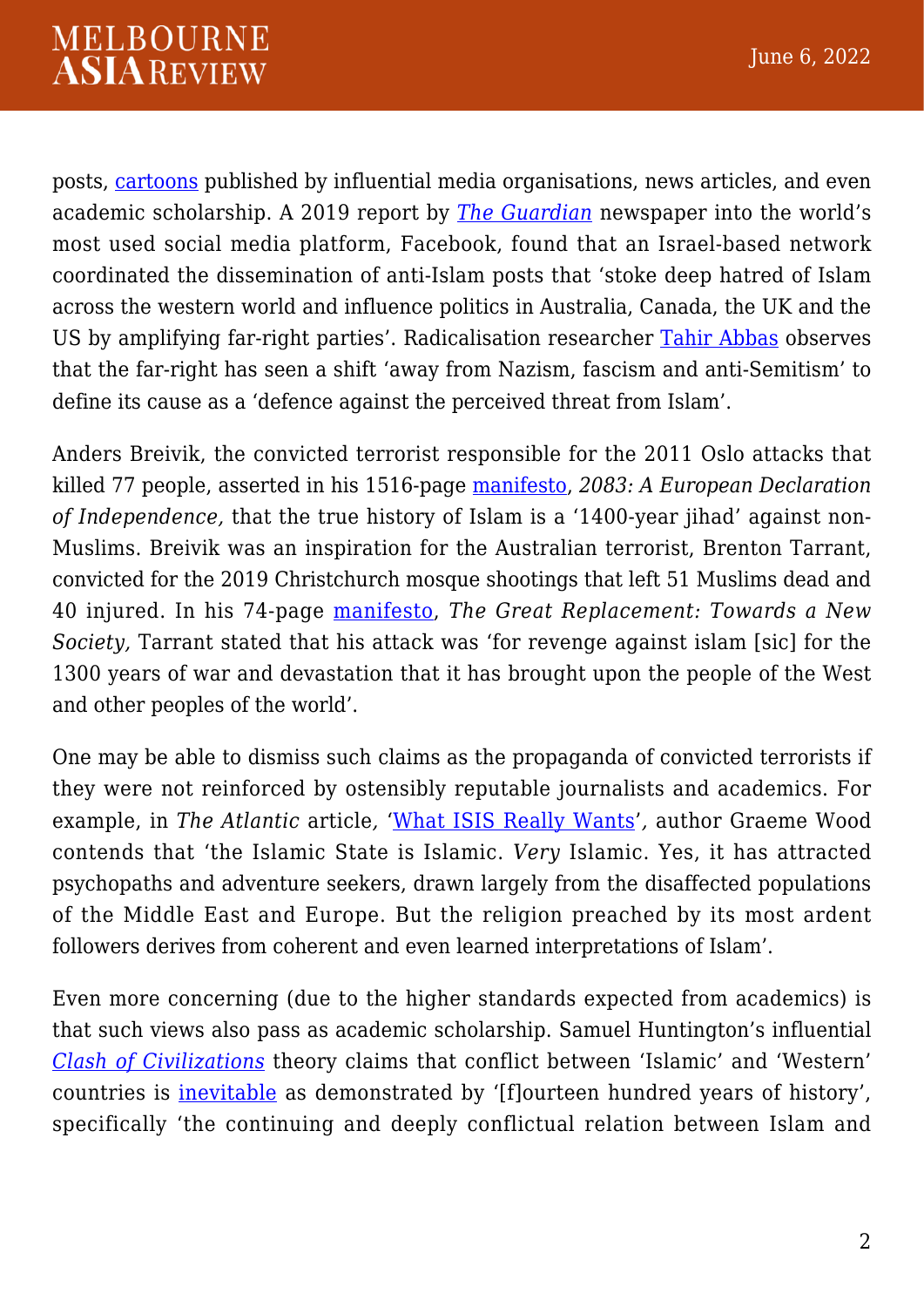posts, cartoons published by influential media organisations, news articles, and even academic scholarship. A 2019 report by *The Guardian* newspaper into the world's most used social media platform, Facebook, found that an Israel-based network coordinated the dissemination of anti-Islam posts that 'stoke deep hatred of Islam across the western world and influence politics in Australia, Canada, the UK and the US by amplifying far-right parties'. Radicalisation researcher Tahir Abbas observes that the far-right has seen a shift 'away from Nazism, fascism and anti-Semitism' to define its cause as a 'defence against the perceived threat from Islam'.

Anders Breivik, the convicted terrorist responsible for the 2011 Oslo attacks that killed 77 people, asserted in his 1516-page manifesto, *2083: A European Declaration of Independence,* that the true history of Islam is a '1400-year jihad' against non-Muslims. Breivik was an inspiration for the Australian terrorist, Brenton Tarrant, convicted for the 2019 Christchurch mosque shootings that left 51 Muslims dead and 40 injured. In his 74-page manifesto, *The Great Replacement: Towards a New Society,* Tarrant stated that his attack was 'for revenge against islam [sic] for the 1300 years of war and devastation that it has brought upon the people of the West and other peoples of the world'.

One may be able to dismiss such claims as the propaganda of convicted terrorists if they were not reinforced by ostensibly reputable journalists and academics. For example, in *The Atlantic* article, 'What ISIS Really Wants', author Graeme Wood contends that 'the Islamic State is Islamic. *Very* Islamic. Yes, it has attracted psychopaths and adventure seekers, drawn largely from the disaffected populations of the Middle East and Europe. But the religion preached by its most ardent followers derives from coherent and even learned interpretations of Islam'.

Even more concerning (due to the higher standards expected from academics) is that such views also pass as academic scholarship. Samuel Huntington's influential *Clash of Civilizations* theory claims that conflict between 'Islamic' and 'Western' countries is inevitable as demonstrated by '[f]ourteen hundred years of history', specifically 'the continuing and deeply conflictual relation between Islam and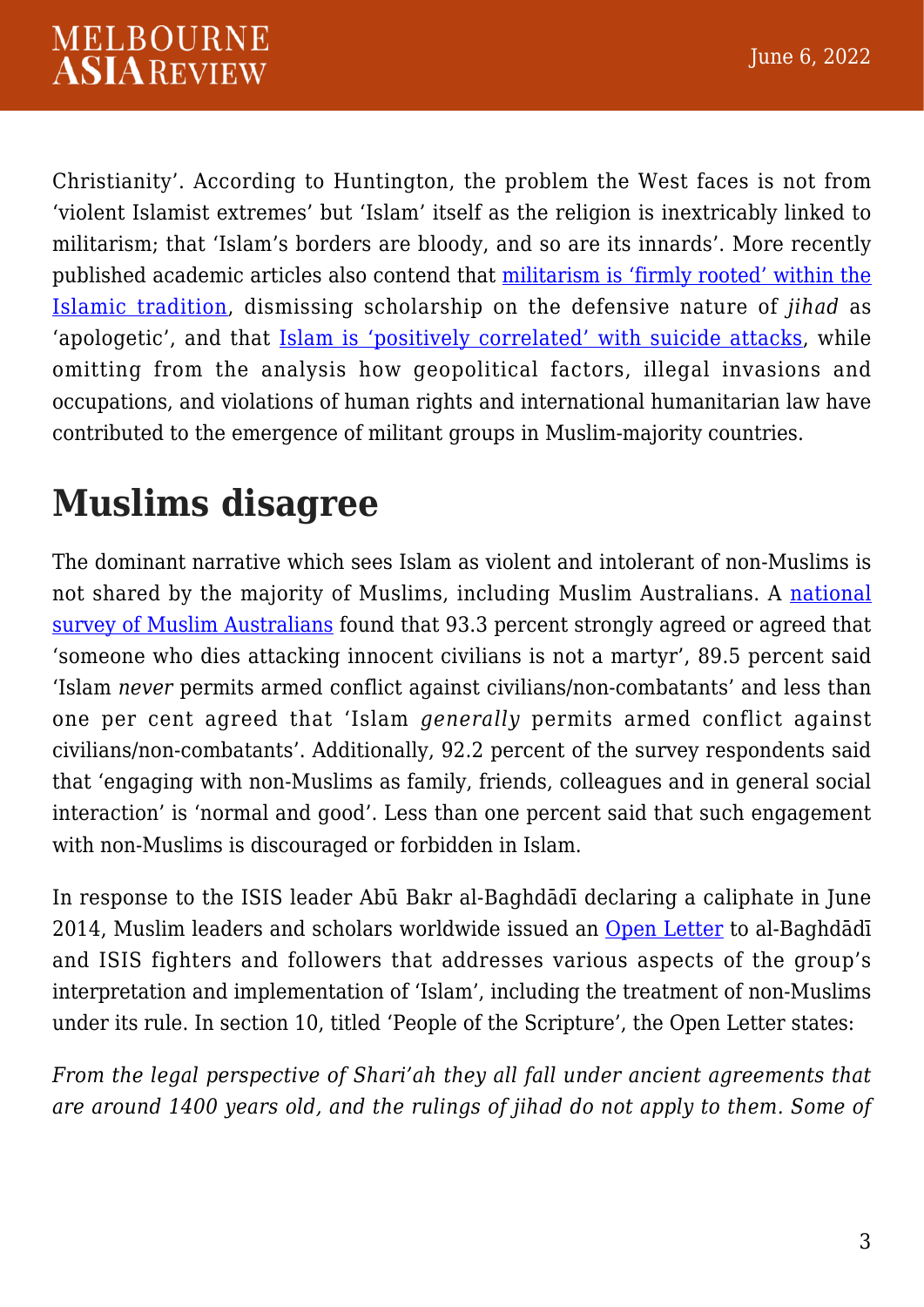Christianity'. According to Huntington, the problem the West faces is not from 'violent Islamist extremes' but 'Islam' itself as the religion is inextricably linked to militarism; that 'Islam's borders are bloody, and so are its innards'. More recently published academic articles also contend that militarism is 'firmly rooted' within the Islamic tradition, dismissing scholarship on the defensive nature of *jihad* as 'apologetic', and that Islam is 'positively correlated' with suicide attacks, while omitting from the analysis how geopolitical factors, illegal invasions and occupations, and violations of human rights and international humanitarian law have contributed to the emergence of militant groups in Muslim-majority countries.

# Muslims disagree

The dominant narrative which sees Islam as violent and intolerant of non-Muslims is not shared by the majority of Muslims, including Muslim Australians. A national survey of Muslim Australians found that 93.3 percent strongly agreed or agreed that 'someone who dies attacking innocent civilians is not a martyr', 89.5 percent said 'Islam *never* permits armed conflict against civilians/non-combatants' and less than one per cent agreed that 'Islam *generally* permits armed conflict against civilians/non-combatants'. Additionally, 92.2 percent of the survey respondents said that 'engaging with non-Muslims as family, friends, colleagues and in general social interaction' is 'normal and good'. Less than one percent said that such engagement with non-Muslims is discouraged or forbidden in Islam.

In response to the ISIS leader Abū Bakr al-Baghdādī declaring a caliphate in June 2014, Muslim leaders and scholars worldwide issued an Open Letter to al-Baghdādī and ISIS fighters and followers that addresses various aspects of the group's interpretation and implementation of 'Islam', including the treatment of non-Muslims under its rule. In section 10, titled 'People of the Scripture', the Open Letter states:

*From the legal perspective of Shari'ah they all fall under ancient agreements that are around 1400 years old, and the rulings of jihad do not apply to them. Some of*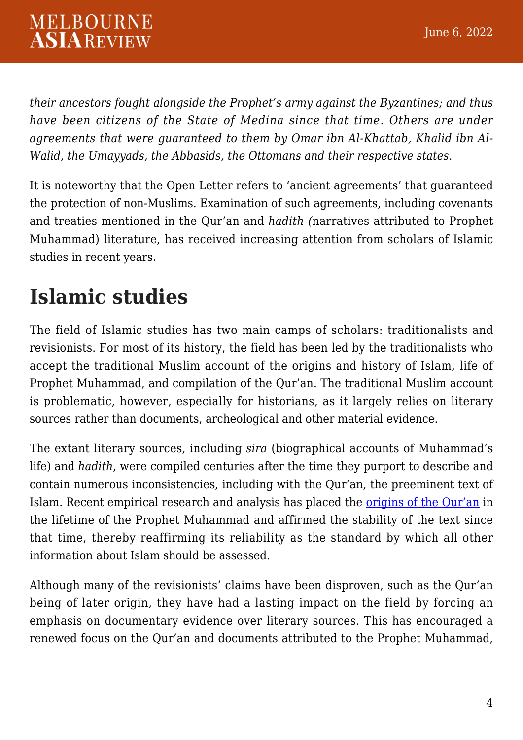*their ancestors fought alongside the Prophet's army against the Byzantines; and thus have been citizens of the State of Medina since that time. Others are under agreements that were guaranteed to them by Omar ibn Al-Khattab, Khalid ibn Al-Walid, the Umayyads, the Abbasids, the Ottomans and their respective states.*

It is noteworthy that the Open Letter refers to 'ancient agreements' that guaranteed the protection of non-Muslims. Examination of such agreements, including covenants and treaties mentioned in the Qur'an and *hadith (*narratives attributed to Prophet Muhammad) literature, has received increasing attention from scholars of Islamic studies in recent years.

## Islamic studies

The field of Islamic studies has two main camps of scholars: traditionalists and revisionists. For most of its history, the field has been led by the traditionalists who accept the traditional Muslim account of the origins and history of Islam, life of Prophet Muhammad, and compilation of the Qur'an. The traditional Muslim account is problematic, however, especially for historians, as it largely relies on literary sources rather than documents, archeological and other material evidence.

The extant literary sources, including *sira* (biographical accounts of Muhammad's life) and *hadith*, were compiled centuries after the time they purport to describe and contain numerous inconsistencies, including with the Qur'an, the preeminent text of Islam. Recent empirical research and analysis has placed the origins of the Qur'an in the lifetime of the Prophet Muhammad and affirmed the stability of the text since that time, thereby reaffirming its reliability as the standard by which all other information about Islam should be assessed.

Although many of the revisionists' claims have been disproven, such as the Qur'an being of later origin, they have had a lasting impact on the field by forcing an emphasis on documentary evidence over literary sources. This has encouraged a renewed focus on the Qur'an and documents attributed to the Prophet Muhammad,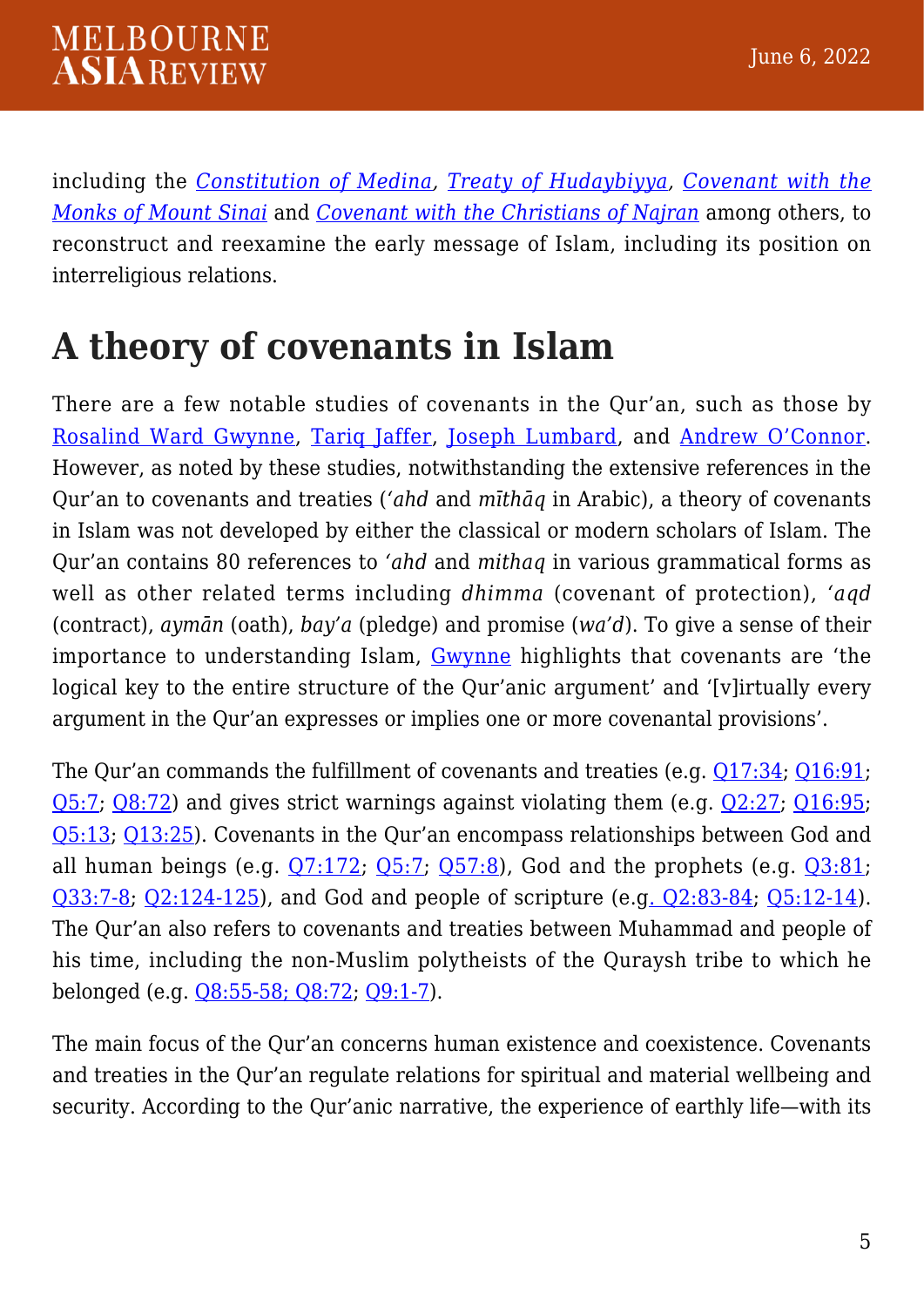including the *Constitution of Medina*, *Treaty of Hudaybiyya*, *Covenant with the Monks of Mount Sinai* and *Covenant with the Christians of Najran* among others, to reconstruct and reexamine the early message of Islam, including its position on interreligious relations.

## A theory of covenants in Islam

There are a few notable studies of covenants in the Qur'an, such as those by Rosalind Ward Gwynne, Tariq Jaffer, Joseph Lumbard, and Andrew O'Connor. However, as noted by these studies, notwithstanding the extensive references in the Qur'an to covenants and treaties (*'ahd* and *mīthāq* in Arabic), a theory of covenants in Islam was not developed by either the classical or modern scholars of Islam. The Qur'an contains 80 references to *'ahd* and *mithaq* in various grammatical forms as well as other related terms including *dhimma* (covenant of protection), *'aqd* (contract), *aymān* (oath), *bay'a* (pledge) and promise (*wa'd*). To give a sense of their importance to understanding Islam, Gwynne highlights that covenants are 'the logical key to the entire structure of the Qur'anic argument' and '[v]irtually every argument in the Qur'an expresses or implies one or more covenantal provisions'.

The Qur'an commands the fulfillment of covenants and treaties (e.g. Q17:34; Q16:91; Q5:7; Q8:72) and gives strict warnings against violating them (e.g. Q2:27; Q16:95; Q5:13; Q13:25). Covenants in the Qur'an encompass relationships between God and all human beings (e.g. Q7:172; Q5:7; Q57:8), God and the prophets (e.g. Q3:81; Q33:7-8; Q2:124-125), and God and people of scripture (e.g. Q2:83-84; Q5:12-14). The Qur'an also refers to covenants and treaties between Muhammad and people of his time, including the non-Muslim polytheists of the Quraysh tribe to which he belonged (e.g. Q8:55-58; Q8:72; Q9:1-7).

The main focus of the Qur'an concerns human existence and coexistence. Covenants and treaties in the Qur'an regulate relations for spiritual and material wellbeing and security. According to the Qur'anic narrative, the experience of earthly life—with its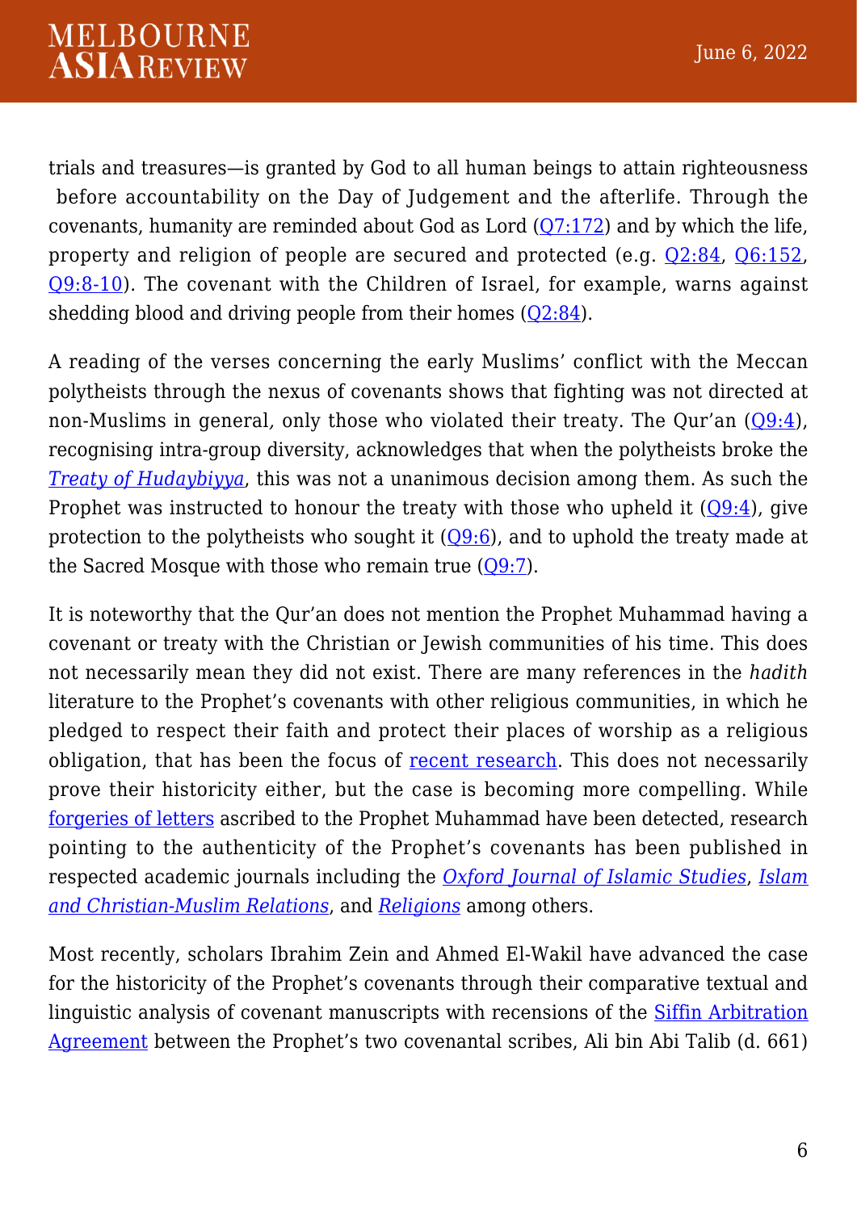trials and treasures—is granted by God to all human beings to attain righteousness before accountability on the Day of Judgement and the afterlife. Through the covenants, humanity are reminded about God as Lord (Q7:172) and by which the life, property and religion of people are secured and protected (e.g. Q2:84, Q6:152, Q9:8-10). The covenant with the Children of Israel, for example, warns against shedding blood and driving people from their homes (Q2:84).

A reading of the verses concerning the early Muslims' conflict with the Meccan polytheists through the nexus of covenants shows that fighting was not directed at non-Muslims in general, only those who violated their treaty. The Qur'an (Q9:4), recognising intra-group diversity, acknowledges that when the polytheists broke the *Treaty of Hudaybiyya*, this was not a unanimous decision among them. As such the Prophet was instructed to honour the treaty with those who upheld it (Q9:4), give protection to the polytheists who sought it (Q9:6), and to uphold the treaty made at the Sacred Mosque with those who remain true (Q9:7).

It is noteworthy that the Qur'an does not mention the Prophet Muhammad having a covenant or treaty with the Christian or Jewish communities of his time. This does not necessarily mean they did not exist. There are many references in the *hadith* literature to the Prophet's covenants with other religious communities, in which he pledged to respect their faith and protect their places of worship as a religious obligation, that has been the focus of recent research. This does not necessarily prove their historicity either, but the case is becoming more compelling. While forgeries of letters ascribed to the Prophet Muhammad have been detected, research pointing to the authenticity of the Prophet's covenants has been published in respected academic journals including the *Oxford Journal of Islamic Studies*, *Islam and Christian-Muslim Relations*, and *Religions* among others.

Most recently, scholars Ibrahim Zein and Ahmed El-Wakil have advanced the case for the historicity of the Prophet's covenants through their comparative textual and linguistic analysis of covenant manuscripts with recensions of the Siffin Arbitration Agreement between the Prophet's two covenantal scribes, Ali bin Abi Talib (d. 661)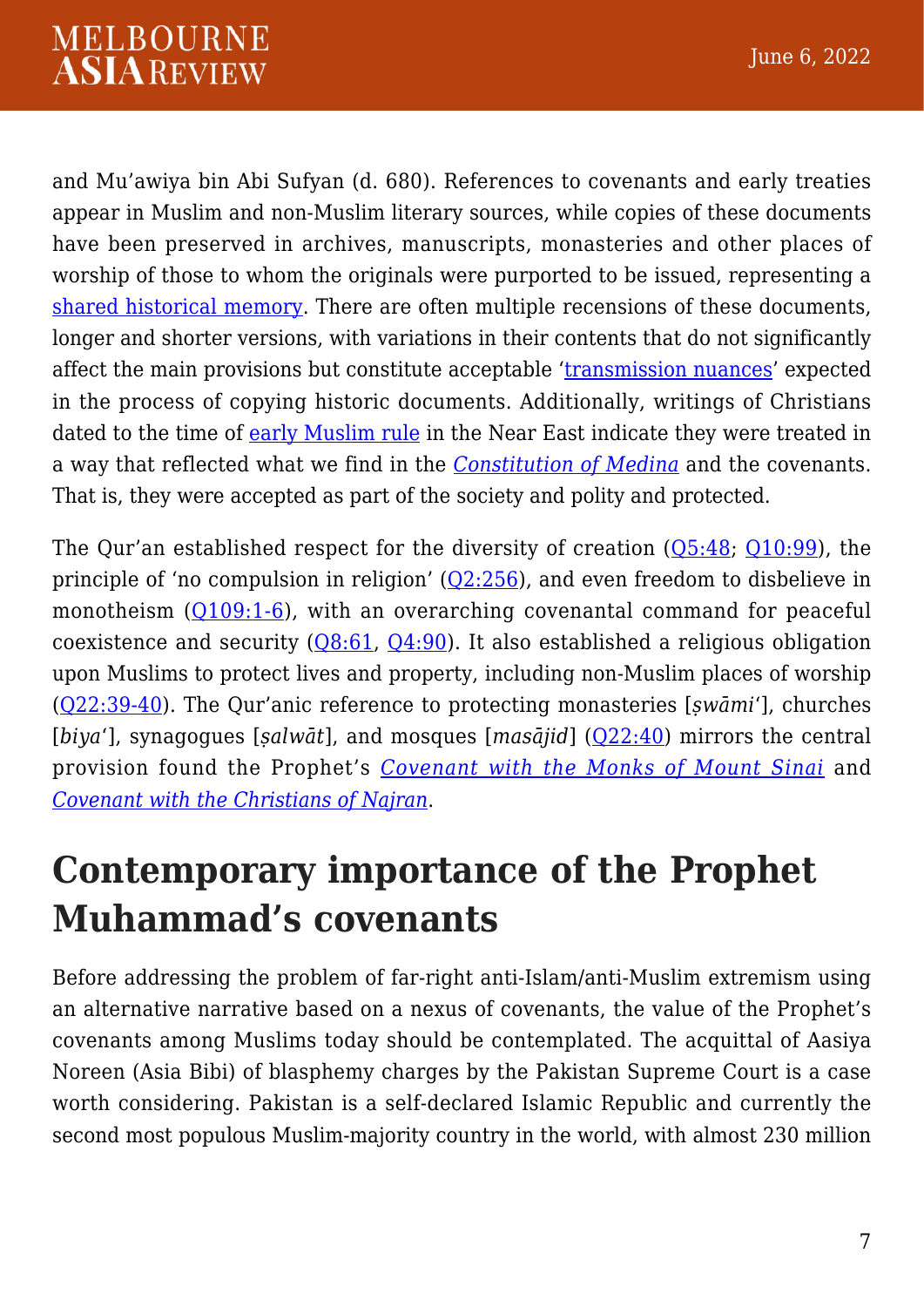and Mu'awiya bin Abi Sufyan (d. 680). References to covenants and early treaties appear in Muslim and non-Muslim literary sources, while copies of these documents have been preserved in archives, manuscripts, monasteries and other places of worship of those to whom the originals were purported to be issued, representing a shared historical memory. There are often multiple recensions of these documents, longer and shorter versions, with variations in their contents that do not significantly affect the main provisions but constitute acceptable 'transmission nuances' expected in the process of copying historic documents. Additionally, writings of Christians dated to the time of early Muslim rule in the Near East indicate they were treated in a way that reflected what we find in the *Constitution of Medina* and the covenants. That is, they were accepted as part of the society and polity and protected.

The Qur'an established respect for the diversity of creation (Q5:48; Q10:99), the principle of 'no compulsion in religion' (Q2:256), and even freedom to disbelieve in monotheism (Q109:1-6), with an overarching covenantal command for peaceful coexistence and security (Q8:61, Q4:90). It also established a religious obligation upon Muslims to protect lives and property, including non-Muslim places of worship (Q22:39-40). The Qur'anic reference to protecting monasteries [*ṣwāmi*'], churches [*biya*'], synagogues [*ṣalwāt*], and mosques [*masājid*] (Q22:40) mirrors the central provision found the Prophet's *Covenant with the Monks of Mount Sinai* and *Covenant with the Christians of Najran*.

## Contemporary importance of the Prophet Muhammad's covenants

Before addressing the problem of far-right anti-Islam/anti-Muslim extremism using an alternative narrative based on a nexus of covenants, the value of the Prophet's covenants among Muslims today should be contemplated. The acquittal of Aasiya Noreen (Asia Bibi) of blasphemy charges by the Pakistan Supreme Court is a case worth considering. Pakistan is a self-declared Islamic Republic and currently the second most populous Muslim-majority country in the world, with almost 230 million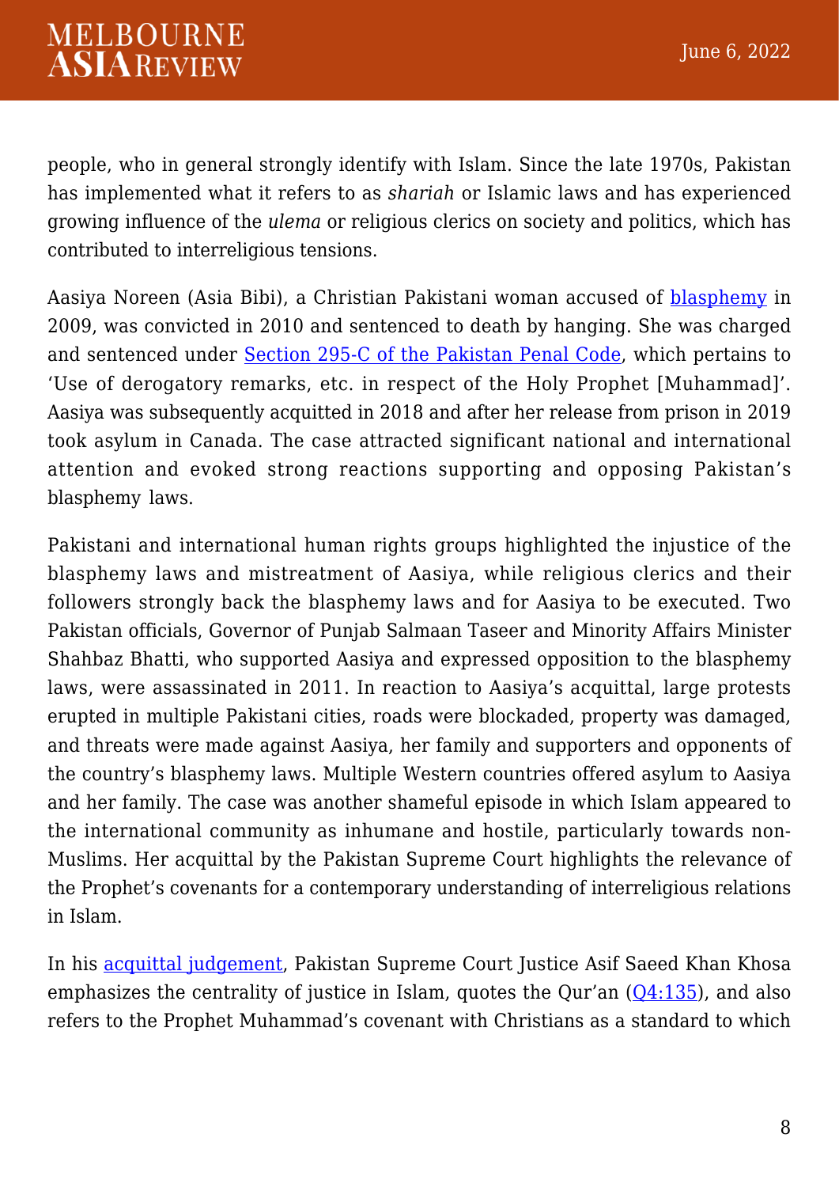people, who in general strongly identify with Islam. Since the late 1970s, Pakistan has implemented what it refers to as *shariah* or Islamic laws and has experienced growing influence of the *ulema* or religious clerics on society and politics, which has contributed to interreligious tensions.

Aasiya Noreen (Asia Bibi), a Christian Pakistani woman accused of blasphemy in 2009, was convicted in 2010 and sentenced to death by hanging. She was charged and sentenced under Section 295-C of the Pakistan Penal Code, which pertains to 'Use of derogatory remarks, etc. in respect of the Holy Prophet [Muhammad]'. Aasiya was subsequently acquitted in 2018 and after her release from prison in 2019 took asylum in Canada. The case attracted significant national and international attention and evoked strong reactions supporting and opposing Pakistan's blasphemy laws.

Pakistani and international human rights groups highlighted the injustice of the blasphemy laws and mistreatment of Aasiya, while religious clerics and their followers strongly back the blasphemy laws and for Aasiya to be executed. Two Pakistan officials, Governor of Punjab Salmaan Taseer and Minority Affairs Minister Shahbaz Bhatti, who supported Aasiya and expressed opposition to the blasphemy laws, were assassinated in 2011. In reaction to Aasiya's acquittal, large protests erupted in multiple Pakistani cities, roads were blockaded, property was damaged, and threats were made against Aasiya, her family and supporters and opponents of the country's blasphemy laws. Multiple Western countries offered asylum to Aasiya and her family. The case was another shameful episode in which Islam appeared to the international community as inhumane and hostile, particularly towards non-Muslims. Her acquittal by the Pakistan Supreme Court highlights the relevance of the Prophet's covenants for a contemporary understanding of interreligious relations in Islam.

In his acquittal judgement, Pakistan Supreme Court Justice Asif Saeed Khan Khosa emphasizes the centrality of justice in Islam, quotes the Qur'an (Q4:135), and also refers to the Prophet Muhammad's covenant with Christians as a standard to which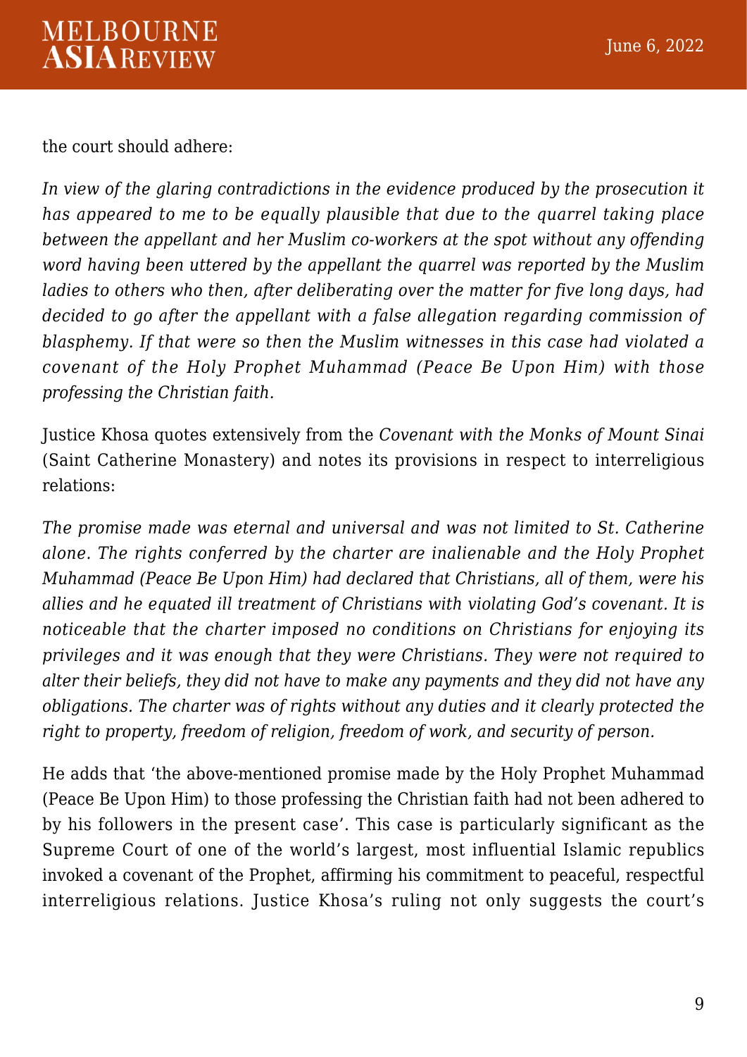the court should adhere:

*In view of the glaring contradictions in the evidence produced by the prosecution it has appeared to me to be equally plausible that due to the quarrel taking place between the appellant and her Muslim co-workers at the spot without any offending word having been uttered by the appellant the quarrel was reported by the Muslim ladies to others who then, after deliberating over the matter for five long days, had decided to go after the appellant with a false allegation regarding commission of blasphemy. If that were so then the Muslim witnesses in this case had violated a covenant of the Holy Prophet Muhammad (Peace Be Upon Him) with those professing the Christian faith.*

Justice Khosa quotes extensively from the *Covenant with the Monks of Mount Sinai* (Saint Catherine Monastery) and notes its provisions in respect to interreligious relations:

*The promise made was eternal and universal and was not limited to St. Catherine alone. The rights conferred by the charter are inalienable and the Holy Prophet Muhammad (Peace Be Upon Him) had declared that Christians, all of them, were his allies and he equated ill treatment of Christians with violating God's covenant. It is noticeable that the charter imposed no conditions on Christians for enjoying its privileges and it was enough that they were Christians. They were not required to alter their beliefs, they did not have to make any payments and they did not have any obligations. The charter was of rights without any duties and it clearly protected the right to property, freedom of religion, freedom of work, and security of person.*

He adds that 'the above-mentioned promise made by the Holy Prophet Muhammad (Peace Be Upon Him) to those professing the Christian faith had not been adhered to by his followers in the present case'. This case is particularly significant as the Supreme Court of one of the world's largest, most influential Islamic republics invoked a covenant of the Prophet, affirming his commitment to peaceful, respectful interreligious relations. Justice Khosa's ruling not only suggests the court's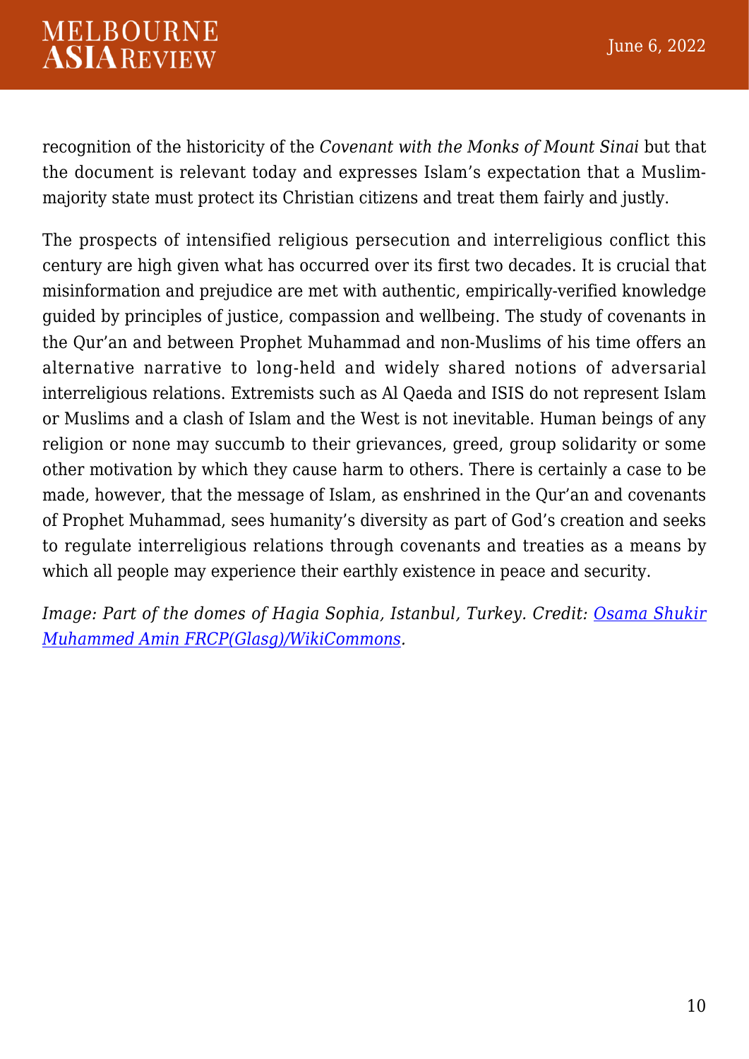recognition of the historicity of the *Covenant with the Monks of Mount Sinai* but that the document is relevant today and expresses Islam's expectation that a Muslim-majority state must protect its Christian citizens and treat them fairly and justly.

The prospects of intensified religious persecution and interreligious conflict this century are high given what has occurred over its first two decades. It is crucial that misinformation and prejudice are met with authentic, empirically-verified knowledge guided by principles of justice, compassion and wellbeing. The study of covenants in the Qur'an and between Prophet Muhammad and non-Muslims of his time offers an alternative narrative to long-held and widely shared notions of adversarial interreligious relations. Extremists such as Al Qaeda and ISIS do not represent Islam or Muslims and a clash of Islam and the West is not inevitable. Human beings of any religion or none may succumb to their grievances, greed, group solidarity or some other motivation by which they cause harm to others. There is certainly a case to be made, however, that the message of Islam, as enshrined in the Qur'an and covenants of Prophet Muhammad, sees humanity's diversity as part of God's creation and seeks to regulate interreligious relations through covenants and treaties as a means by which all people may experience their earthly existence in peace and security.

*Image: Part of the domes of Hagia Sophia, Istanbul, Turkey. Credit: Osama Shukir Muhammed Amin FRCP(Glasg)/WikiCommons.*